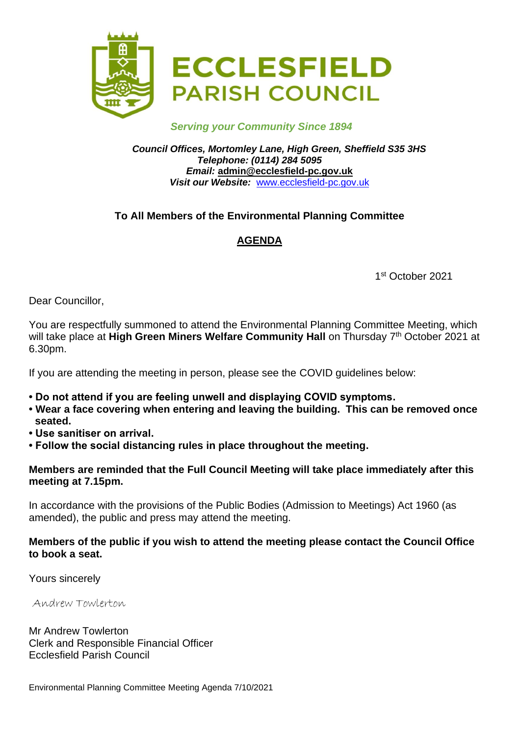# ECCLESFIELD PARISH COUNCIL

*Serving your Community Since 1894*

***Council Offices, Mortomley Lane, High Green, Sheffield S35 3HS***
***Telephone: (0114) 284 5095***
***Email:* admin@ecclesfield-pc.gov.uk**
***Visit our Website:*** www.ecclesfield-pc.gov.uk

**To All Members of the Environmental Planning Committee**

## AGENDA

1st October 2021

Dear Councillor,

You are respectfully summoned to attend the Environmental Planning Committee Meeting, which will take place at **High Green Miners Welfare Community Hall** on Thursday 7th October 2021 at 6.30pm.

If you are attending the meeting in person, please see the COVID guidelines below:

- **Do not attend if you are feeling unwell and displaying COVID symptoms.**
- **Wear a face covering when entering and leaving the building. This can be removed once seated.**
- **Use sanitiser on arrival.**
- **Follow the social distancing rules in place throughout the meeting.**

**Members are reminded that the Full Council Meeting will take place immediately after this meeting at 7.15pm.**

In accordance with the provisions of the Public Bodies (Admission to Meetings) Act 1960 (as amended), the public and press may attend the meeting.

**Members of the public if you wish to attend the meeting please contact the Council Office to book a seat.**

Yours sincerely

Andrew Towlerton

Mr Andrew Towlerton
Clerk and Responsible Financial Officer
Ecclesfield Parish Council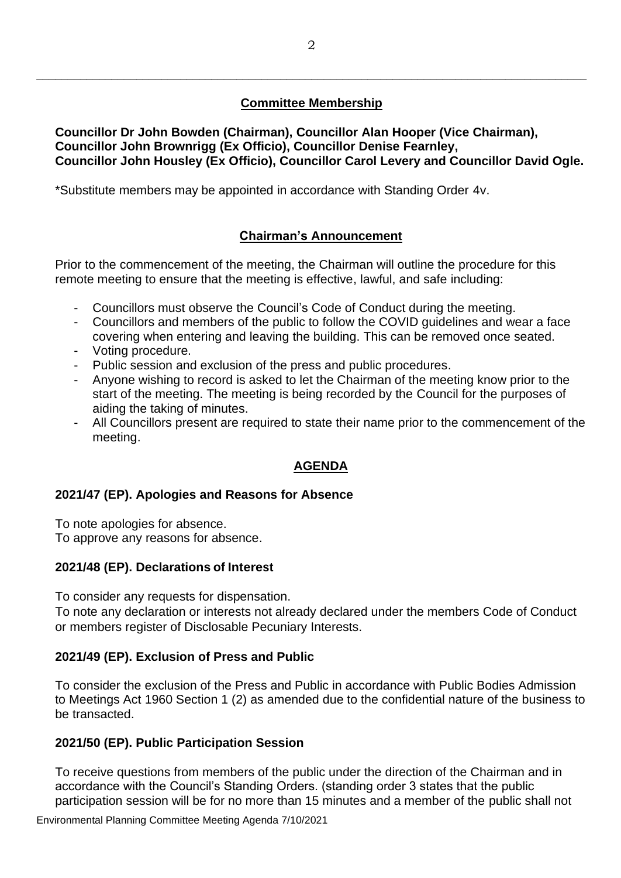## Committee Membership

**Councillor Dr John Bowden (Chairman), Councillor Alan Hooper (Vice Chairman), Councillor John Brownrigg (Ex Officio), Councillor Denise Fearnley, Councillor John Housley (Ex Officio), Councillor Carol Levery and Councillor David Ogle.**

*Substitute members may be appointed in accordance with Standing Order 4v.

## Chairman's Announcement

Prior to the commencement of the meeting, the Chairman will outline the procedure for this remote meeting to ensure that the meeting is effective, lawful, and safe including:

- Councillors must observe the Council's Code of Conduct during the meeting.
- Councillors and members of the public to follow the COVID guidelines and wear a face covering when entering and leaving the building. This can be removed once seated.
- Voting procedure.
- Public session and exclusion of the press and public procedures.
- Anyone wishing to record is asked to let the Chairman of the meeting know prior to the start of the meeting. The meeting is being recorded by the Council for the purposes of aiding the taking of minutes.
- All Councillors present are required to state their name prior to the commencement of the meeting.

## AGENDA

### 2021/47 (EP). Apologies and Reasons for Absence

To note apologies for absence.
To approve any reasons for absence.

### 2021/48 (EP). Declarations of Interest

To consider any requests for dispensation.
To note any declaration or interests not already declared under the members Code of Conduct or members register of Disclosable Pecuniary Interests.

### 2021/49 (EP). Exclusion of Press and Public

To consider the exclusion of the Press and Public in accordance with Public Bodies Admission to Meetings Act 1960 Section 1 (2) as amended due to the confidential nature of the business to be transacted.

### 2021/50 (EP). Public Participation Session

To receive questions from members of the public under the direction of the Chairman and in accordance with the Council's Standing Orders. (standing order 3 states that the public participation session will be for no more than 15 minutes and a member of the public shall not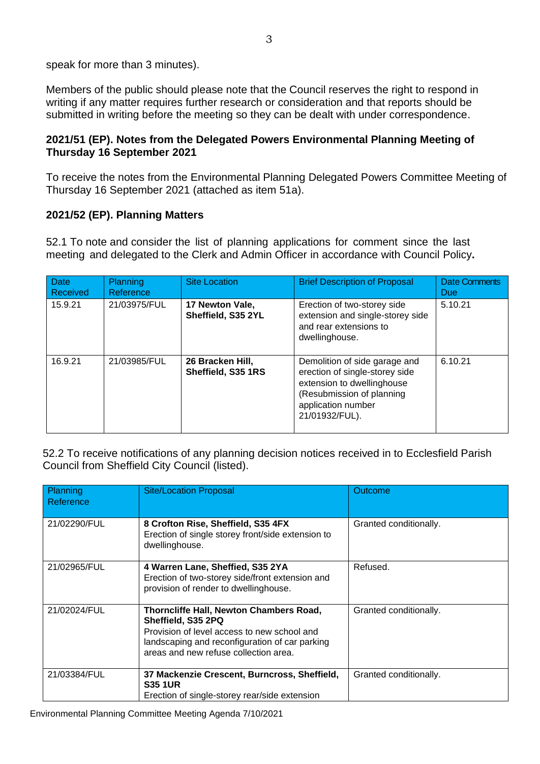speak for more than 3 minutes).

Members of the public should please note that the Council reserves the right to respond in writing if any matter requires further research or consideration and that reports should be submitted in writing before the meeting so they can be dealt with under correspondence.

### 2021/51 (EP). Notes from the Delegated Powers Environmental Planning Meeting of Thursday 16 September 2021

To receive the notes from the Environmental Planning Delegated Powers Committee Meeting of Thursday 16 September 2021 (attached as item 51a).

### 2021/52 (EP). Planning Matters

52.1 To note and consider the list of planning applications for comment since the last meeting and delegated to the Clerk and Admin Officer in accordance with Council Policy**.**

| Date Received | Planning Reference | Site Location | Brief Description of Proposal | Date Comments Due |
|---|---|---|---|---|
| 15.9.21 | 21/03975/FUL | **17 Newton Vale, Sheffield, S35 2YL** | Erection of two-storey side extension and single-storey side and rear extensions to dwellinghouse. | 5.10.21 |
| 16.9.21 | 21/03985/FUL | **26 Bracken Hill, Sheffield, S35 1RS** | Demolition of side garage and erection of single-storey side extension to dwellinghouse (Resubmission of planning application number 21/01932/FUL). | 6.10.21 |

52.2 To receive notifications of any planning decision notices received in to Ecclesfield Parish Council from Sheffield City Council (listed).

| Planning Reference | Site/Location Proposal | Outcome |
|---|---|---|
| 21/02290/FUL | **8 Crofton Rise, Sheffield, S35 4FX** Erection of single storey front/side extension to dwellinghouse. | Granted conditionally. |
| 21/02965/FUL | **4 Warren Lane, Sheffied, S35 2YA** Erection of two-storey side/front extension and provision of render to dwellinghouse. | Refused. |
| 21/02024/FUL | **Thorncliffe Hall, Newton Chambers Road, Sheffield, S35 2PQ** Provision of level access to new school and landscaping and reconfiguration of car parking areas and new refuse collection area. | Granted conditionally. |
| 21/03384/FUL | **37 Mackenzie Crescent, Burncross, Sheffield, S35 1UR** Erection of single-storey rear/side extension | Granted conditionally. |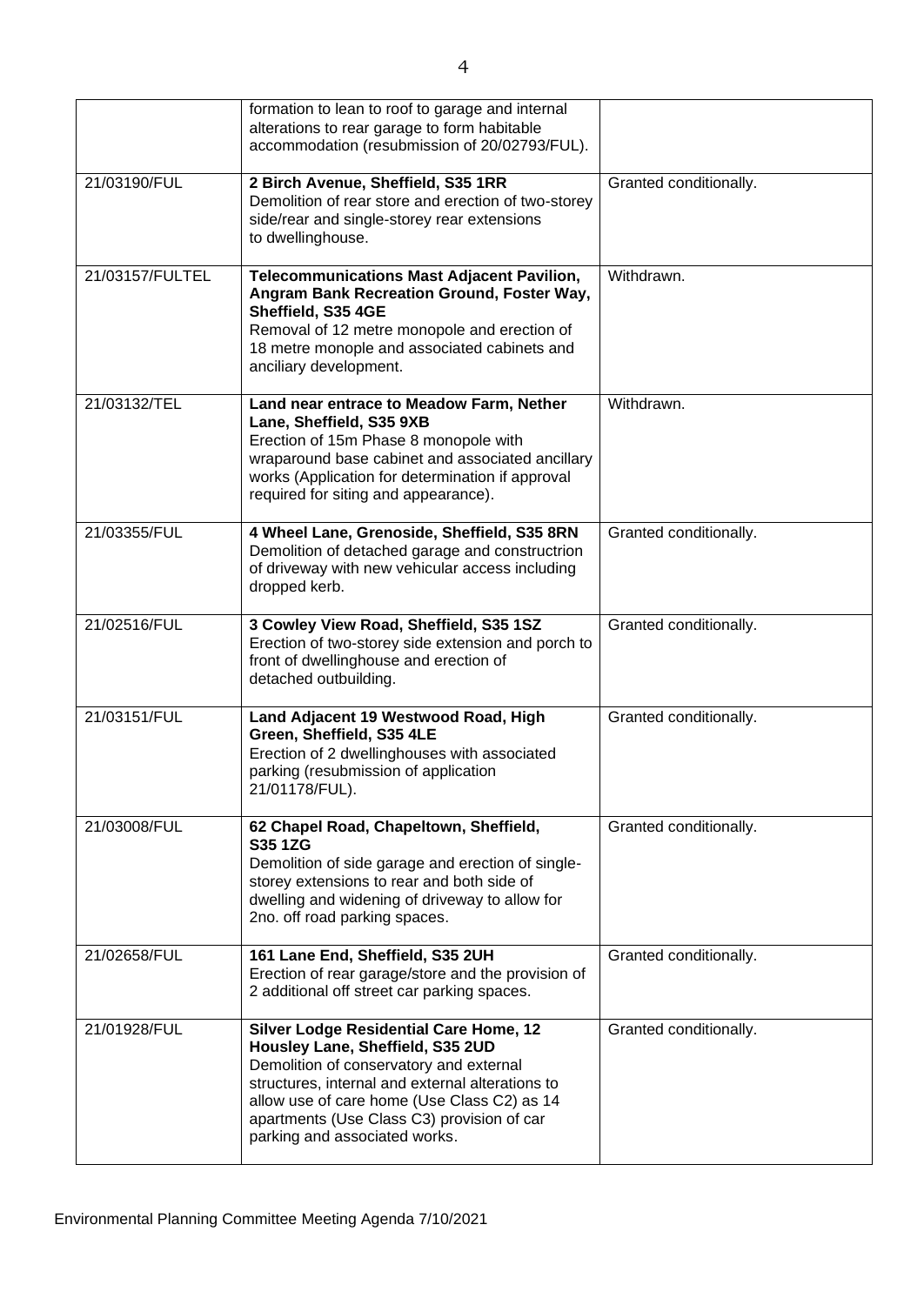| | | |
|---|---|---|
| | formation to lean to roof to garage and internal alterations to rear garage to form habitable accommodation (resubmission of 20/02793/FUL). | |
| 21/03190/FUL | **2 Birch Avenue, Sheffield, S35 1RR** Demolition of rear store and erection of two-storey side/rear and single-storey rear extensions to dwellinghouse. | Granted conditionally. |
| 21/03157/FULTEL | **Telecommunications Mast Adjacent Pavilion, Angram Bank Recreation Ground, Foster Way, Sheffield, S35 4GE** Removal of 12 metre monopole and erection of 18 metre monople and associated cabinets and anciliary development. | Withdrawn. |
| 21/03132/TEL | **Land near entrace to Meadow Farm, Nether Lane, Sheffield, S35 9XB** Erection of 15m Phase 8 monopole with wraparound base cabinet and associated ancillary works (Application for determination if approval required for siting and appearance). | Withdrawn. |
| 21/03355/FUL | **4 Wheel Lane, Grenoside, Sheffield, S35 8RN** Demolition of detached garage and constructrion of driveway with new vehicular access including dropped kerb. | Granted conditionally. |
| 21/02516/FUL | **3 Cowley View Road, Sheffield, S35 1SZ** Erection of two-storey side extension and porch to front of dwellinghouse and erection of detached outbuilding. | Granted conditionally. |
| 21/03151/FUL | **Land Adjacent 19 Westwood Road, High Green, Sheffield, S35 4LE** Erection of 2 dwellinghouses with associated parking (resubmission of application 21/01178/FUL). | Granted conditionally. |
| 21/03008/FUL | **62 Chapel Road, Chapeltown, Sheffield, S35 1ZG** Demolition of side garage and erection of single-storey extensions to rear and both side of dwelling and widening of driveway to allow for 2no. off road parking spaces. | Granted conditionally. |
| 21/02658/FUL | **161 Lane End, Sheffield, S35 2UH** Erection of rear garage/store and the provision of 2 additional off street car parking spaces. | Granted conditionally. |
| 21/01928/FUL | **Silver Lodge Residential Care Home, 12 Housley Lane, Sheffield, S35 2UD** Demolition of conservatory and external structures, internal and external alterations to allow use of care home (Use Class C2) as 14 apartments (Use Class C3) provision of car parking and associated works. | Granted conditionally. |

Environmental Planning Committee Meeting Agenda 7/10/2021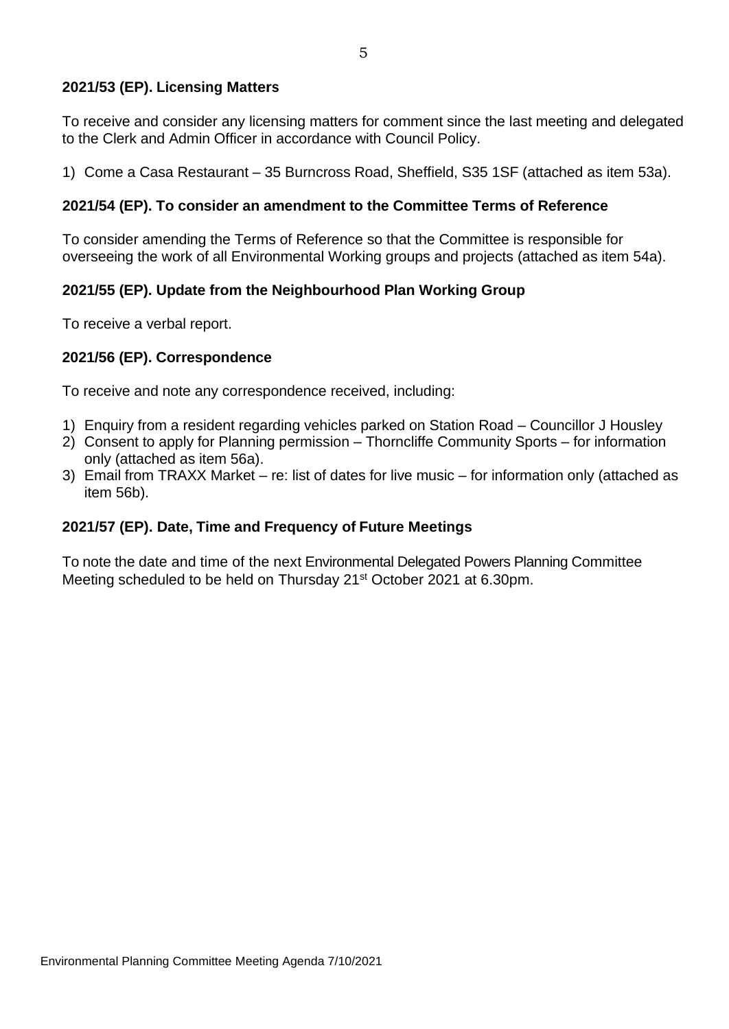### 2021/53 (EP). Licensing Matters

To receive and consider any licensing matters for comment since the last meeting and delegated to the Clerk and Admin Officer in accordance with Council Policy.

1) Come a Casa Restaurant – 35 Burncross Road, Sheffield, S35 1SF (attached as item 53a).

### 2021/54 (EP). To consider an amendment to the Committee Terms of Reference

To consider amending the Terms of Reference so that the Committee is responsible for overseeing the work of all Environmental Working groups and projects (attached as item 54a).

### 2021/55 (EP). Update from the Neighbourhood Plan Working Group

To receive a verbal report.

### 2021/56 (EP). Correspondence

To receive and note any correspondence received, including:

1) Enquiry from a resident regarding vehicles parked on Station Road – Councillor J Housley
2) Consent to apply for Planning permission – Thorncliffe Community Sports – for information only (attached as item 56a).
3) Email from TRAXX Market – re: list of dates for live music – for information only (attached as item 56b).

### 2021/57 (EP). Date, Time and Frequency of Future Meetings

To note the date and time of the next Environmental Delegated Powers Planning Committee Meeting scheduled to be held on Thursday 21st October 2021 at 6.30pm.